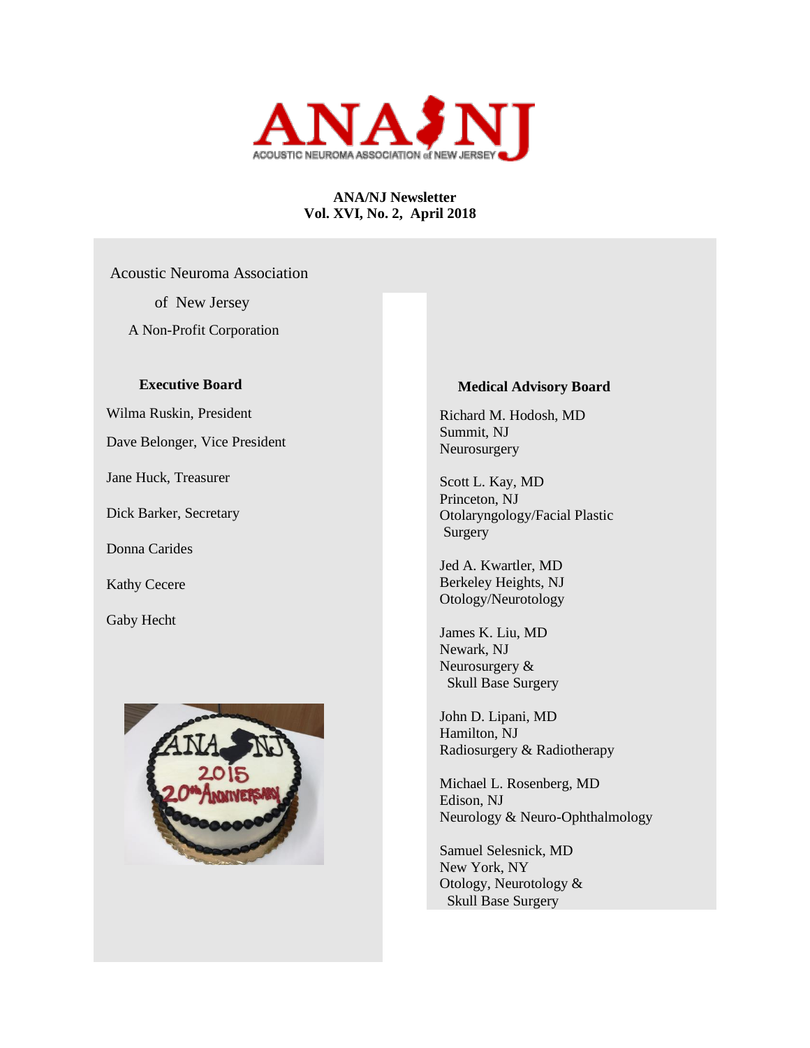# ANA/NJ

ACOUSTIC NEUROMA ASSOCIATION of NEW JERSEY

**ANA/NJ Newsletter**
**Vol. XVI, No. 2, April 2018**

Acoustic Neuroma Association

of New Jersey

A Non-Profit Corporation

### Executive Board

Wilma Ruskin, President

Dave Belonger, Vice President

Jane Huck, Treasurer

Dick Barker, Secretary

Donna Carides

Kathy Cecere

Gaby Hecht

### Medical Advisory Board

Richard M. Hodosh, MD
Summit, NJ
Neurosurgery

Scott L. Kay, MD
Princeton, NJ
Otolaryngology/Facial Plastic Surgery

Jed A. Kwartler, MD
Berkeley Heights, NJ
Otology/Neurotology

James K. Liu, MD
Newark, NJ
Neurosurgery & Skull Base Surgery

John D. Lipani, MD
Hamilton, NJ
Radiosurgery & Radiotherapy

Michael L. Rosenberg, MD
Edison, NJ
Neurology & Neuro-Ophthalmology

Samuel Selesnick, MD
New York, NY
Otology, Neurotology & Skull Base Surgery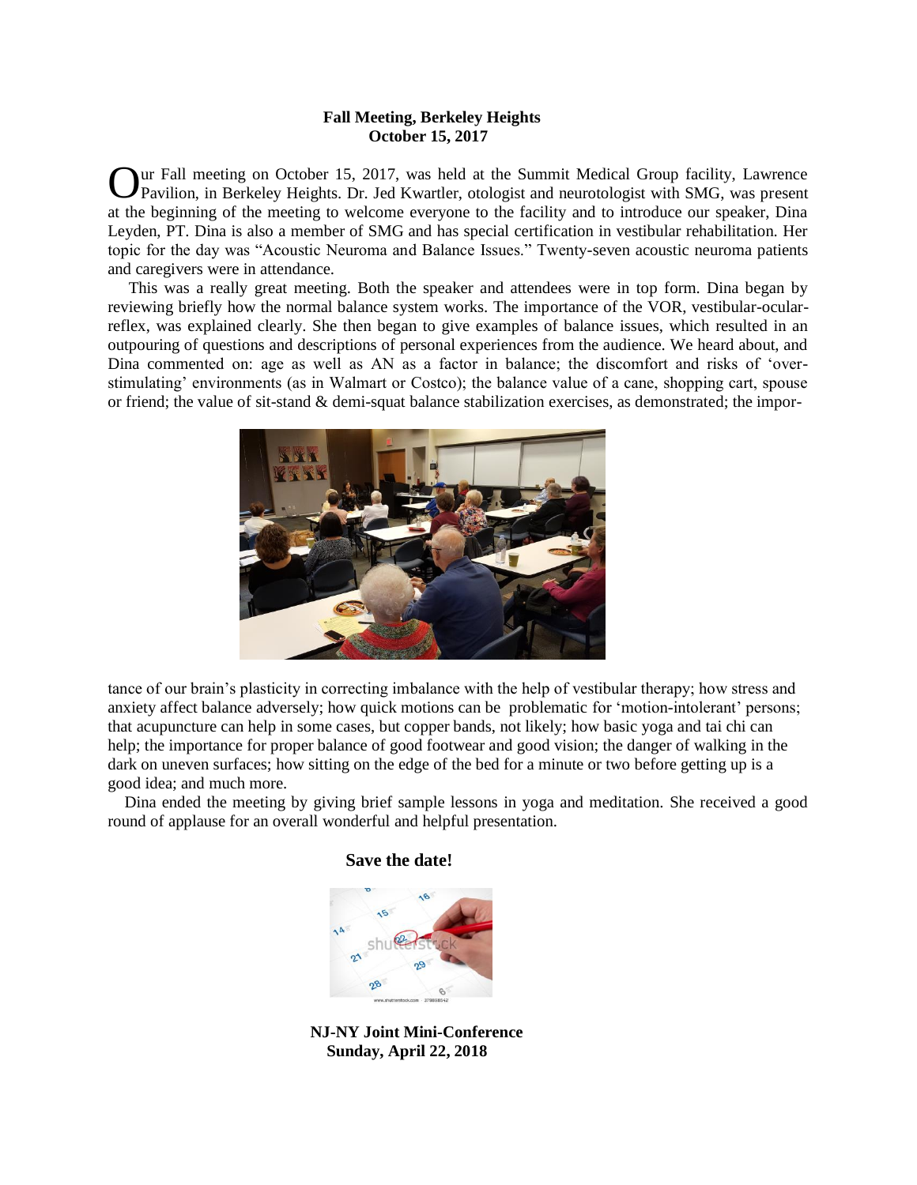**Fall Meeting, Berkeley Heights**
**October 15, 2017**

Our Fall meeting on October 15, 2017, was held at the Summit Medical Group facility, Lawrence Pavilion, in Berkeley Heights. Dr. Jed Kwartler, otologist and neurotologist with SMG, was present at the beginning of the meeting to welcome everyone to the facility and to introduce our speaker, Dina Leyden, PT. Dina is also a member of SMG and has special certification in vestibular rehabilitation. Her topic for the day was "Acoustic Neuroma and Balance Issues." Twenty-seven acoustic neuroma patients and caregivers were in attendance.

This was a really great meeting. Both the speaker and attendees were in top form. Dina began by reviewing briefly how the normal balance system works. The importance of the VOR, vestibular-ocular-reflex, was explained clearly. She then began to give examples of balance issues, which resulted in an outpouring of questions and descriptions of personal experiences from the audience. We heard about, and Dina commented on: age as well as AN as a factor in balance; the discomfort and risks of 'over-stimulating' environments (as in Walmart or Costco); the balance value of a cane, shopping cart, spouse or friend; the value of sit-stand & demi-squat balance stabilization exercises, as demonstrated; the importance of our brain's plasticity in correcting imbalance with the help of vestibular therapy; how stress and anxiety affect balance adversely; how quick motions can be problematic for 'motion-intolerant' persons; that acupuncture can help in some cases, but copper bands, not likely; how basic yoga and tai chi can help; the importance for proper balance of good footwear and good vision; the danger of walking in the dark on uneven surfaces; how sitting on the edge of the bed for a minute or two before getting up is a good idea; and much more.

Dina ended the meeting by giving brief sample lessons in yoga and meditation. She received a good round of applause for an overall wonderful and helpful presentation.

**Save the date!**

**NJ-NY Joint Mini-Conference**
**Sunday, April 22, 2018**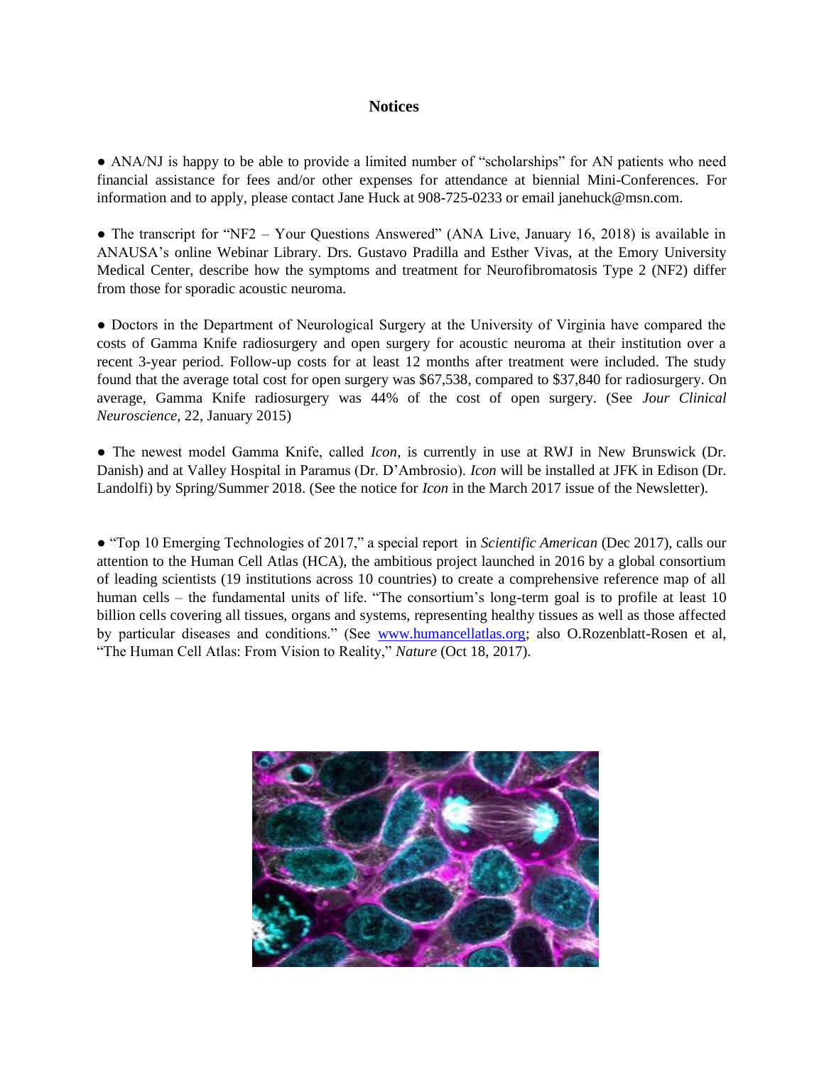## Notices

● ANA/NJ is happy to be able to provide a limited number of "scholarships" for AN patients who need financial assistance for fees and/or other expenses for attendance at biennial Mini-Conferences. For information and to apply, please contact Jane Huck at 908-725-0233 or email janehuck@msn.com.

● The transcript for "NF2 – Your Questions Answered" (ANA Live, January 16, 2018) is available in ANAUSA's online Webinar Library. Drs. Gustavo Pradilla and Esther Vivas, at the Emory University Medical Center, describe how the symptoms and treatment for Neurofibromatosis Type 2 (NF2) differ from those for sporadic acoustic neuroma.

● Doctors in the Department of Neurological Surgery at the University of Virginia have compared the costs of Gamma Knife radiosurgery and open surgery for acoustic neuroma at their institution over a recent 3-year period. Follow-up costs for at least 12 months after treatment were included. The study found that the average total cost for open surgery was $67,538, compared to $37,840 for radiosurgery. On average, Gamma Knife radiosurgery was 44% of the cost of open surgery. (See *Jour Clinical Neuroscience*, 22, January 2015)

● The newest model Gamma Knife, called *Icon*, is currently in use at RWJ in New Brunswick (Dr. Danish) and at Valley Hospital in Paramus (Dr. D'Ambrosio). *Icon* will be installed at JFK in Edison (Dr. Landolfi) by Spring/Summer 2018. (See the notice for *Icon* in the March 2017 issue of the Newsletter).

● "Top 10 Emerging Technologies of 2017," a special report in *Scientific American* (Dec 2017), calls our attention to the Human Cell Atlas (HCA), the ambitious project launched in 2016 by a global consortium of leading scientists (19 institutions across 10 countries) to create a comprehensive reference map of all human cells – the fundamental units of life. "The consortium's long-term goal is to profile at least 10 billion cells covering all tissues, organs and systems, representing healthy tissues as well as those affected by particular diseases and conditions." (See www.humancellatlas.org; also O.Rozenblatt-Rosen et al, "The Human Cell Atlas: From Vision to Reality," *Nature* (Oct 18, 2017).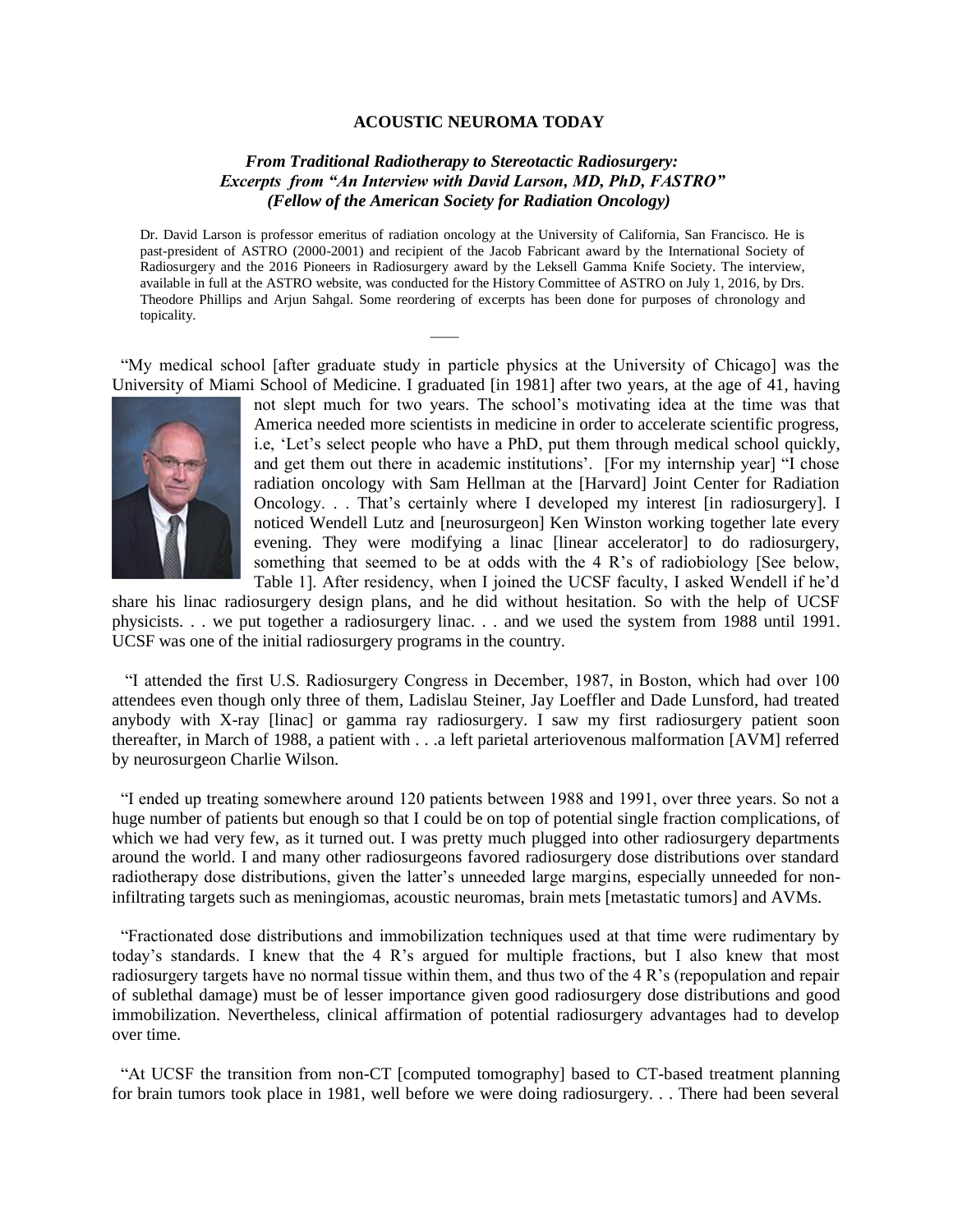**ACOUSTIC NEUROMA TODAY**

***From Traditional Radiotherapy to Stereotactic Radiosurgery: Excerpts from "An Interview with David Larson, MD, PhD, FASTRO" (Fellow of the American Society for Radiation Oncology)***

Dr. David Larson is professor emeritus of radiation oncology at the University of California, San Francisco. He is past-president of ASTRO (2000-2001) and recipient of the Jacob Fabricant award by the International Society of Radiosurgery and the 2016 Pioneers in Radiosurgery award by the Leksell Gamma Knife Society. The interview, available in full at the ASTRO website, was conducted for the History Committee of ASTRO on July 1, 2016, by Drs. Theodore Phillips and Arjun Sahgal. Some reordering of excerpts has been done for purposes of chronology and topicality.

---

"My medical school [after graduate study in particle physics at the University of Chicago] was the University of Miami School of Medicine. I graduated [in 1981] after two years, at the age of 41, having not slept much for two years. The school's motivating idea at the time was that America needed more scientists in medicine in order to accelerate scientific progress, i.e, 'Let's select people who have a PhD, put them through medical school quickly, and get them out there in academic institutions'. [For my internship year] "I chose radiation oncology with Sam Hellman at the [Harvard] Joint Center for Radiation Oncology. . . That's certainly where I developed my interest [in radiosurgery]. I noticed Wendell Lutz and [neurosurgeon] Ken Winston working together late every evening. They were modifying a linac [linear accelerator] to do radiosurgery, something that seemed to be at odds with the 4 R's of radiobiology [See below, Table 1]. After residency, when I joined the UCSF faculty, I asked Wendell if he'd share his linac radiosurgery design plans, and he did without hesitation. So with the help of UCSF physicists. . . we put together a radiosurgery linac. . . and we used the system from 1988 until 1991. UCSF was one of the initial radiosurgery programs in the country.

"I attended the first U.S. Radiosurgery Congress in December, 1987, in Boston, which had over 100 attendees even though only three of them, Ladislau Steiner, Jay Loeffler and Dade Lunsford, had treated anybody with X-ray [linac] or gamma ray radiosurgery. I saw my first radiosurgery patient soon thereafter, in March of 1988, a patient with . . .a left parietal arteriovenous malformation [AVM] referred by neurosurgeon Charlie Wilson.

"I ended up treating somewhere around 120 patients between 1988 and 1991, over three years. So not a huge number of patients but enough so that I could be on top of potential single fraction complications, of which we had very few, as it turned out. I was pretty much plugged into other radiosurgery departments around the world. I and many other radiosurgeons favored radiosurgery dose distributions over standard radiotherapy dose distributions, given the latter's unneeded large margins, especially unneeded for non-infiltrating targets such as meningiomas, acoustic neuromas, brain mets [metastatic tumors] and AVMs.

"Fractionated dose distributions and immobilization techniques used at that time were rudimentary by today's standards. I knew that the 4 R's argued for multiple fractions, but I also knew that most radiosurgery targets have no normal tissue within them, and thus two of the 4 R's (repopulation and repair of sublethal damage) must be of lesser importance given good radiosurgery dose distributions and good immobilization. Nevertheless, clinical affirmation of potential radiosurgery advantages had to develop over time.

"At UCSF the transition from non-CT [computed tomography] based to CT-based treatment planning for brain tumors took place in 1981, well before we were doing radiosurgery. . . There had been several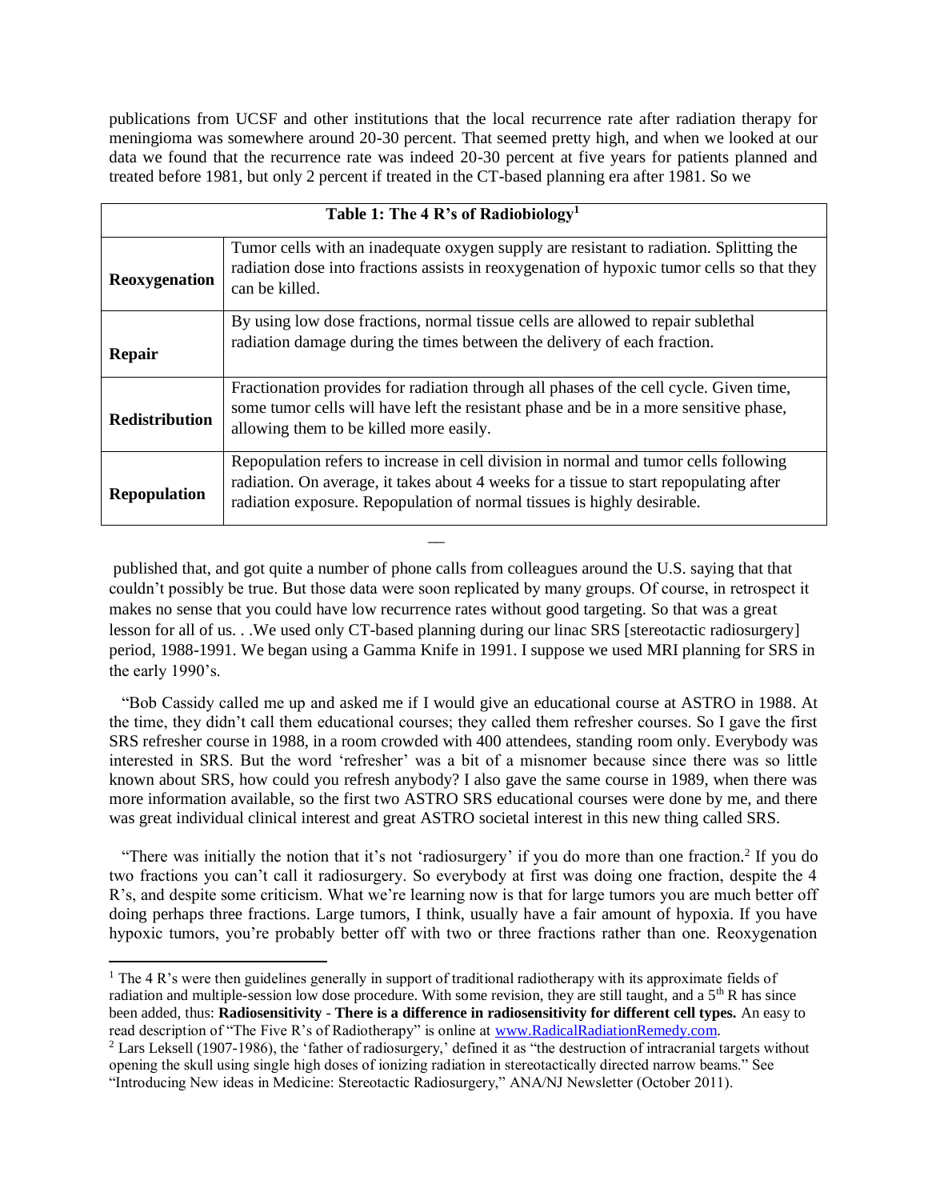publications from UCSF and other institutions that the local recurrence rate after radiation therapy for meningioma was somewhere around 20-30 percent. That seemed pretty high, and when we looked at our data we found that the recurrence rate was indeed 20-30 percent at five years for patients planned and treated before 1981, but only 2 percent if treated in the CT-based planning era after 1981. So we

| Table 1: The 4 R's of Radiobiology[1] | |
|---|---|
| **Reoxygenation** | Tumor cells with an inadequate oxygen supply are resistant to radiation. Splitting the radiation dose into fractions assists in reoxygenation of hypoxic tumor cells so that they can be killed. |
| **Repair** | By using low dose fractions, normal tissue cells are allowed to repair sublethal radiation damage during the times between the delivery of each fraction. |
| **Redistribution** | Fractionation provides for radiation through all phases of the cell cycle. Given time, some tumor cells will have left the resistant phase and be in a more sensitive phase, allowing them to be killed more easily. |
| **Repopulation** | Repopulation refers to increase in cell division in normal and tumor cells following radiation. On average, it takes about 4 weeks for a tissue to start repopulating after radiation exposure. Repopulation of normal tissues is highly desirable. |

—

published that, and got quite a number of phone calls from colleagues around the U.S. saying that that couldn't possibly be true. But those data were soon replicated by many groups. Of course, in retrospect it makes no sense that you could have low recurrence rates without good targeting. So that was a great lesson for all of us. . .We used only CT-based planning during our linac SRS [stereotactic radiosurgery] period, 1988-1991. We began using a Gamma Knife in 1991. I suppose we used MRI planning for SRS in the early 1990's.

"Bob Cassidy called me up and asked me if I would give an educational course at ASTRO in 1988. At the time, they didn't call them educational courses; they called them refresher courses. So I gave the first SRS refresher course in 1988, in a room crowded with 400 attendees, standing room only. Everybody was interested in SRS. But the word 'refresher' was a bit of a misnomer because since there was so little known about SRS, how could you refresh anybody? I also gave the same course in 1989, when there was more information available, so the first two ASTRO SRS educational courses were done by me, and there was great individual clinical interest and great ASTRO societal interest in this new thing called SRS.

"There was initially the notion that it's not 'radiosurgery' if you do more than one fraction.[2] If you do two fractions you can't call it radiosurgery. So everybody at first was doing one fraction, despite the 4 R's, and despite some criticism. What we're learning now is that for large tumors you are much better off doing perhaps three fractions. Large tumors, I think, usually have a fair amount of hypoxia. If you have hypoxic tumors, you're probably better off with two or three fractions rather than one. Reoxygenation

---

[1] The 4 R's were then guidelines generally in support of traditional radiotherapy with its approximate fields of radiation and multiple-session low dose procedure. With some revision, they are still taught, and a 5th R has since been added, thus: **Radiosensitivity - There is a difference in radiosensitivity for different cell types.** An easy to read description of "The Five R's of Radiotherapy" is online at www.RadicalRadiationRemedy.com.

[2] Lars Leksell (1907-1986), the 'father of radiosurgery,' defined it as "the destruction of intracranial targets without opening the skull using single high doses of ionizing radiation in stereotactically directed narrow beams." See "Introducing New ideas in Medicine: Stereotactic Radiosurgery," ANA/NJ Newsletter (October 2011).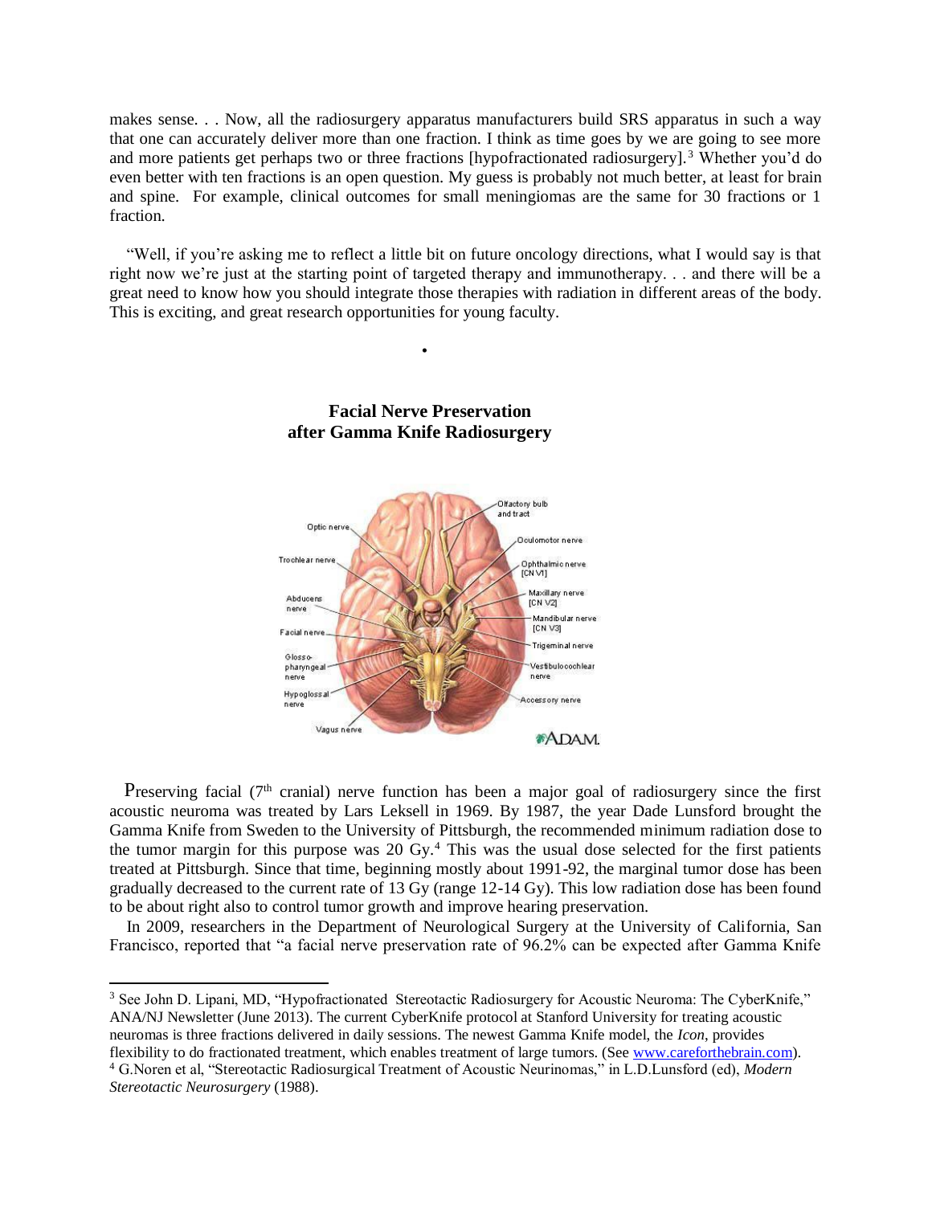makes sense. . . Now, all the radiosurgery apparatus manufacturers build SRS apparatus in such a way that one can accurately deliver more than one fraction. I think as time goes by we are going to see more and more patients get perhaps two or three fractions [hypofractionated radiosurgery].[3] Whether you'd do even better with ten fractions is an open question. My guess is probably not much better, at least for brain and spine. For example, clinical outcomes for small meningiomas are the same for 30 fractions or 1 fraction.

"Well, if you're asking me to reflect a little bit on future oncology directions, what I would say is that right now we're just at the starting point of targeted therapy and immunotherapy. . . and there will be a great need to know how you should integrate those therapies with radiation in different areas of the body. This is exciting, and great research opportunities for young faculty.

•

## Facial Nerve Preservation after Gamma Knife Radiosurgery

Preserving facial (7th cranial) nerve function has been a major goal of radiosurgery since the first acoustic neuroma was treated by Lars Leksell in 1969. By 1987, the year Dade Lunsford brought the Gamma Knife from Sweden to the University of Pittsburgh, the recommended minimum radiation dose to the tumor margin for this purpose was 20 Gy.[4] This was the usual dose selected for the first patients treated at Pittsburgh. Since that time, beginning mostly about 1991-92, the marginal tumor dose has been gradually decreased to the current rate of 13 Gy (range 12-14 Gy). This low radiation dose has been found to be about right also to control tumor growth and improve hearing preservation.

In 2009, researchers in the Department of Neurological Surgery at the University of California, San Francisco, reported that "a facial nerve preservation rate of 96.2% can be expected after Gamma Knife

---

[3] See John D. Lipani, MD, "Hypofractionated Stereotactic Radiosurgery for Acoustic Neuroma: The CyberKnife," ANA/NJ Newsletter (June 2013). The current CyberKnife protocol at Stanford University for treating acoustic neuromas is three fractions delivered in daily sessions. The newest Gamma Knife model, the *Icon*, provides flexibility to do fractionated treatment, which enables treatment of large tumors. (See www.careforthebrain.com).

[4] G.Noren et al, "Stereotactic Radiosurgical Treatment of Acoustic Neurinomas," in L.D.Lunsford (ed), *Modern Stereotactic Neurosurgery* (1988).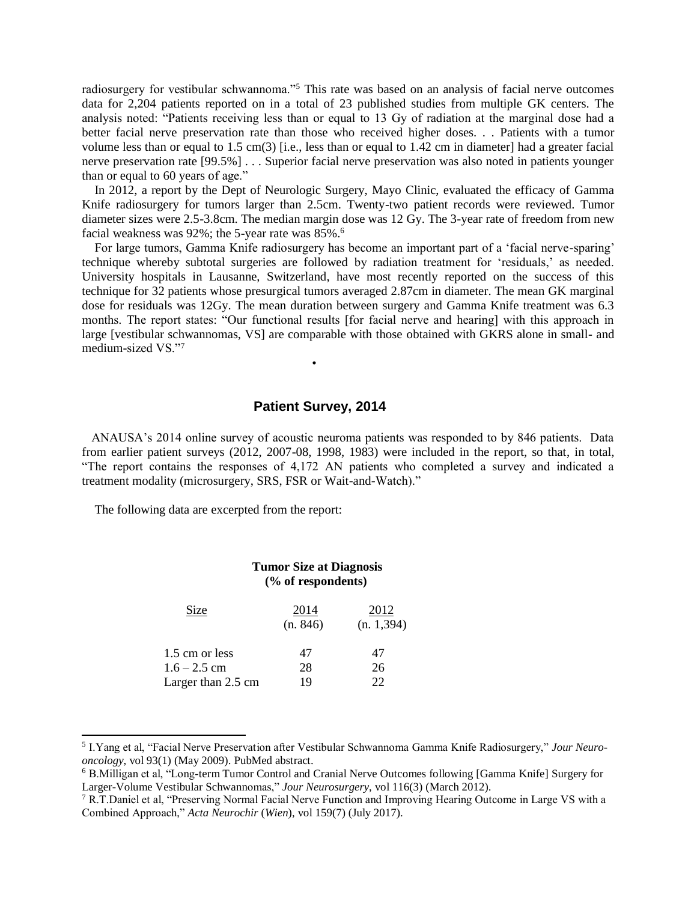radiosurgery for vestibular schwannoma."[5] This rate was based on an analysis of facial nerve outcomes data for 2,204 patients reported on in a total of 23 published studies from multiple GK centers. The analysis noted: "Patients receiving less than or equal to 13 Gy of radiation at the marginal dose had a better facial nerve preservation rate than those who received higher doses. . . Patients with a tumor volume less than or equal to 1.5 cm(3) [i.e., less than or equal to 1.42 cm in diameter] had a greater facial nerve preservation rate [99.5%] . . . Superior facial nerve preservation was also noted in patients younger than or equal to 60 years of age."

In 2012, a report by the Dept of Neurologic Surgery, Mayo Clinic, evaluated the efficacy of Gamma Knife radiosurgery for tumors larger than 2.5cm. Twenty-two patient records were reviewed. Tumor diameter sizes were 2.5-3.8cm. The median margin dose was 12 Gy. The 3-year rate of freedom from new facial weakness was 92%; the 5-year rate was 85%.[6]

For large tumors, Gamma Knife radiosurgery has become an important part of a 'facial nerve-sparing' technique whereby subtotal surgeries are followed by radiation treatment for 'residuals,' as needed. University hospitals in Lausanne, Switzerland, have most recently reported on the success of this technique for 32 patients whose presurgical tumors averaged 2.87cm in diameter. The mean GK marginal dose for residuals was 12Gy. The mean duration between surgery and Gamma Knife treatment was 6.3 months. The report states: "Our functional results [for facial nerve and hearing] with this approach in large [vestibular schwannomas, VS] are comparable with those obtained with GKRS alone in small- and medium-sized VS."[7]

•

## Patient Survey, 2014

ANAUSA's 2014 online survey of acoustic neuroma patients was responded to by 846 patients. Data from earlier patient surveys (2012, 2007-08, 1998, 1983) were included in the report, so that, in total, "The report contains the responses of 4,172 AN patients who completed a survey and indicated a treatment modality (microsurgery, SRS, FSR or Wait-and-Watch)."

The following data are excerpted from the report:

**Tumor Size at Diagnosis**
**(% of respondents)**

| Size | 2014 (n. 846) | 2012 (n. 1,394) |
|---|---|---|
| 1.5 cm or less | 47 | 47 |
| 1.6 – 2.5 cm | 28 | 26 |
| Larger than 2.5 cm | 19 | 22 |

---

[5] I.Yang et al, "Facial Nerve Preservation after Vestibular Schwannoma Gamma Knife Radiosurgery," *Jour Neuro-oncology*, vol 93(1) (May 2009). PubMed abstract.

[6] B.Milligan et al, "Long-term Tumor Control and Cranial Nerve Outcomes following [Gamma Knife] Surgery for Larger-Volume Vestibular Schwannomas," *Jour Neurosurgery*, vol 116(3) (March 2012).

[7] R.T.Daniel et al, "Preserving Normal Facial Nerve Function and Improving Hearing Outcome in Large VS with a Combined Approach," *Acta Neurochir* (*Wien*), vol 159(7) (July 2017).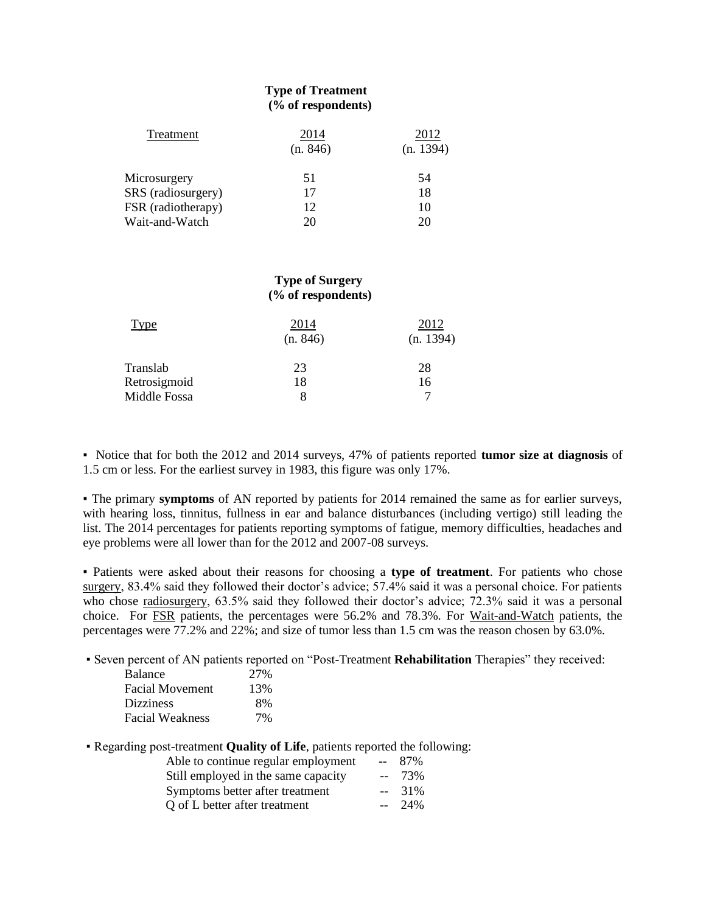**Type of Treatment**
**(% of respondents)**

| Treatment | 2014 (n. 846) | 2012 (n. 1394) |
|---|---|---|
| Microsurgery | 51 | 54 |
| SRS (radiosurgery) | 17 | 18 |
| FSR (radiotherapy) | 12 | 10 |
| Wait-and-Watch | 20 | 20 |

**Type of Surgery**
**(% of respondents)**

| Type | 2014 (n. 846) | 2012 (n. 1394) |
|---|---|---|
| Translab | 23 | 28 |
| Retrosigmoid | 18 | 16 |
| Middle Fossa | 8 | 7 |

▪ Notice that for both the 2012 and 2014 surveys, 47% of patients reported **tumor size at diagnosis** of 1.5 cm or less. For the earliest survey in 1983, this figure was only 17%.

▪ The primary **symptoms** of AN reported by patients for 2014 remained the same as for earlier surveys, with hearing loss, tinnitus, fullness in ear and balance disturbances (including vertigo) still leading the list. The 2014 percentages for patients reporting symptoms of fatigue, memory difficulties, headaches and eye problems were all lower than for the 2012 and 2007-08 surveys.

▪ Patients were asked about their reasons for choosing a **type of treatment**. For patients who chose surgery, 83.4% said they followed their doctor's advice; 57.4% said it was a personal choice. For patients who chose radiosurgery, 63.5% said they followed their doctor's advice; 72.3% said it was a personal choice. For FSR patients, the percentages were 56.2% and 78.3%. For Wait-and-Watch patients, the percentages were 77.2% and 22%; and size of tumor less than 1.5 cm was the reason chosen by 63.0%.

▪ Seven percent of AN patients reported on "Post-Treatment **Rehabilitation** Therapies" they received:

| | |
|---|---|
| Balance | 27% |
| Facial Movement | 13% |
| Dizziness | 8% |
| Facial Weakness | 7% |

▪ Regarding post-treatment **Quality of Life**, patients reported the following:

| | |
|---|---|
| Able to continue regular employment | -- 87% |
| Still employed in the same capacity | -- 73% |
| Symptoms better after treatment | -- 31% |
| Q of L better after treatment | -- 24% |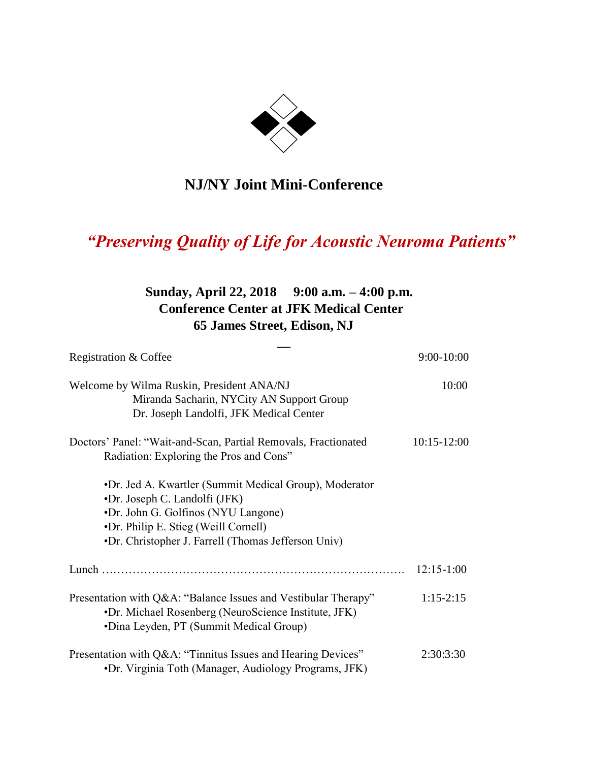## NJ/NY Joint Mini-Conference

### *"Preserving Quality of Life for Acoustic Neuroma Patients"*

**Sunday, April 22, 2018 9:00 a.m. – 4:00 p.m.**
**Conference Center at JFK Medical Center**
**65 James Street, Edison, NJ**

—

Registration & Coffee 9:00-10:00

Welcome by Wilma Ruskin, President ANA/NJ 10:00
Miranda Sacharin, NYCity AN Support Group
Dr. Joseph Landolfi, JFK Medical Center

Doctors' Panel: "Wait-and-Scan, Partial Removals, Fractionated Radiation: Exploring the Pros and Cons" 10:15-12:00

- Dr. Jed A. Kwartler (Summit Medical Group), Moderator
- Dr. Joseph C. Landolfi (JFK)
- Dr. John G. Golfinos (NYU Langone)
- Dr. Philip E. Stieg (Weill Cornell)
- Dr. Christopher J. Farrell (Thomas Jefferson Univ)

Lunch ………………………………………………………………. 12:15-1:00

Presentation with Q&A: "Balance Issues and Vestibular Therapy" 1:15-2:15

- Dr. Michael Rosenberg (NeuroScience Institute, JFK)
- Dina Leyden, PT (Summit Medical Group)

Presentation with Q&A: "Tinnitus Issues and Hearing Devices" 2:30:3:30

- Dr. Virginia Toth (Manager, Audiology Programs, JFK)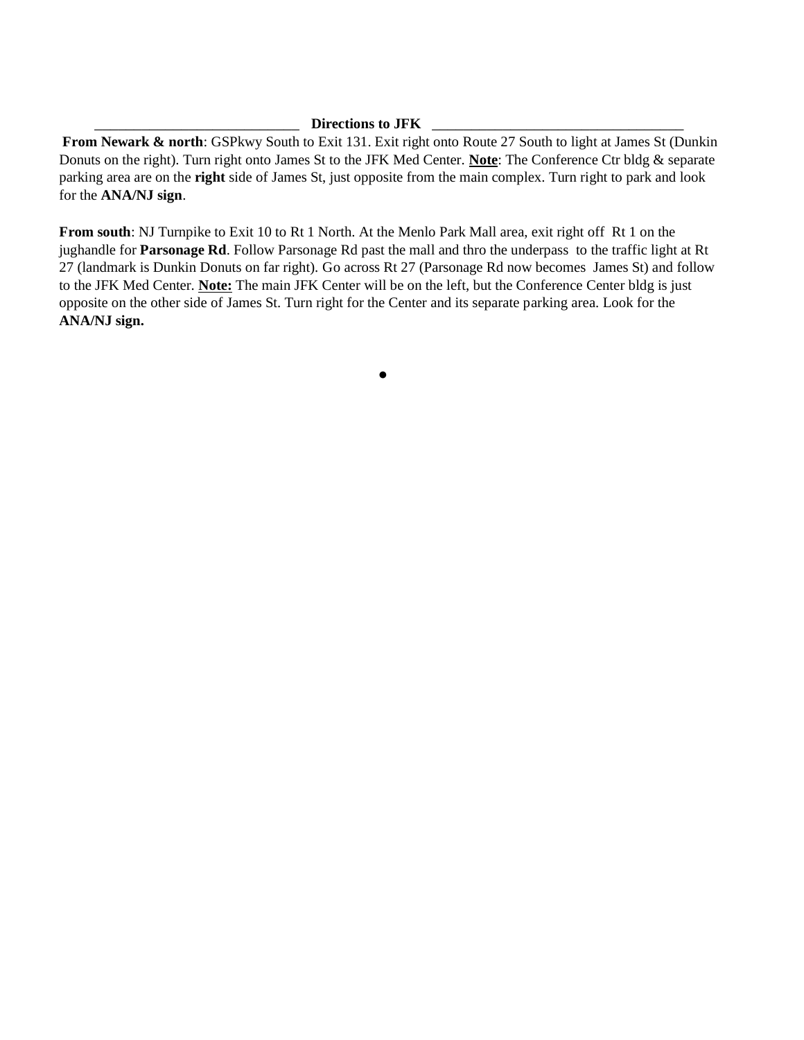## Directions to JFK

**From Newark & north**: GSPkwy South to Exit 131. Exit right onto Route 27 South to light at James St (Dunkin Donuts on the right). Turn right onto James St to the JFK Med Center. **Note**: The Conference Ctr bldg & separate parking area are on the **right** side of James St, just opposite from the main complex. Turn right to park and look for the **ANA/NJ sign**.

**From south**: NJ Turnpike to Exit 10 to Rt 1 North. At the Menlo Park Mall area, exit right off Rt 1 on the jughandle for **Parsonage Rd**. Follow Parsonage Rd past the mall and thro the underpass to the traffic light at Rt 27 (landmark is Dunkin Donuts on far right). Go across Rt 27 (Parsonage Rd now becomes James St) and follow to the JFK Med Center. **Note:** The main JFK Center will be on the left, but the Conference Center bldg is just opposite on the other side of James St. Turn right for the Center and its separate parking area. Look for the **ANA/NJ sign.**

•